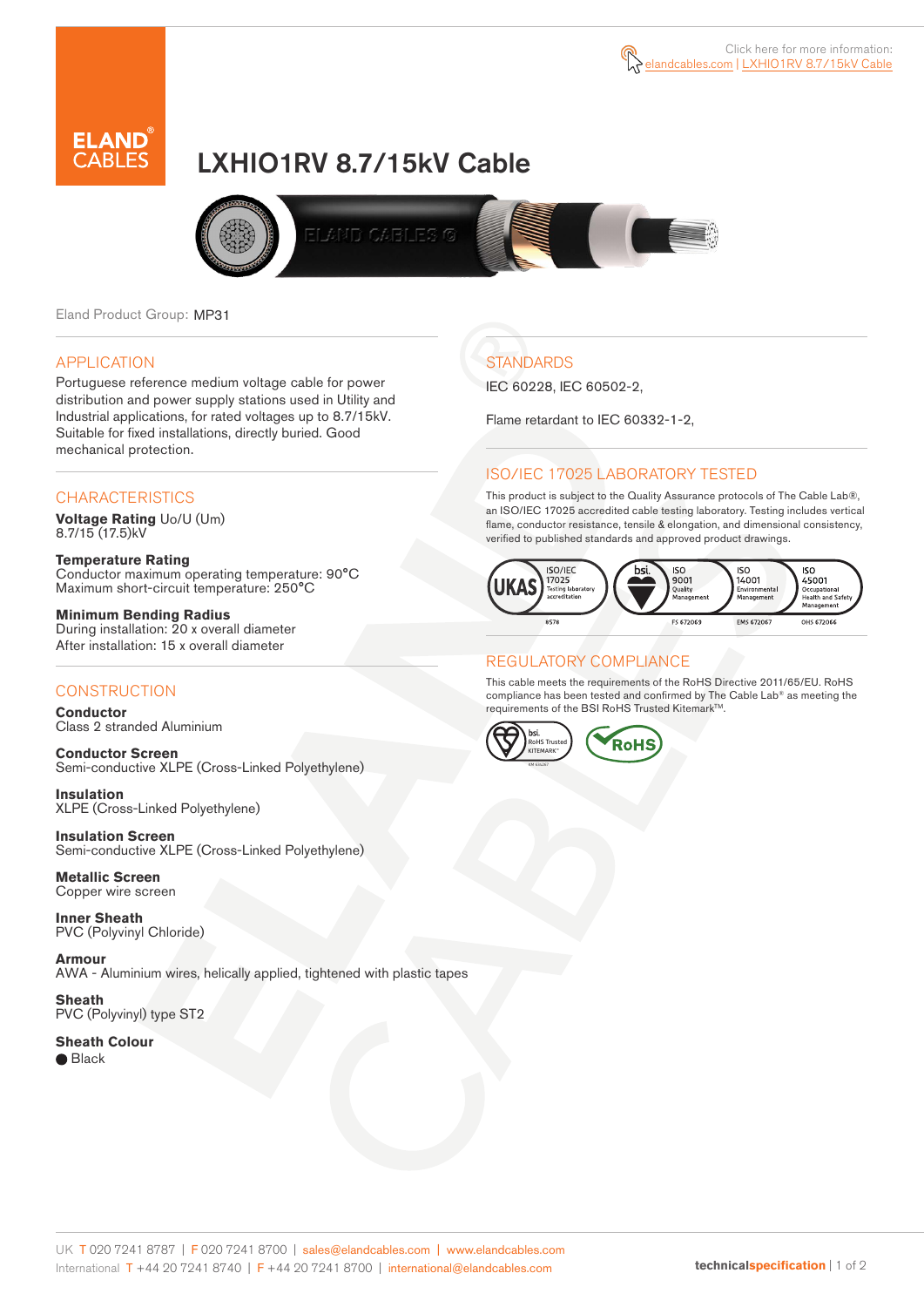Click here for more information: elandcables.com | LXHIO1RV 8.7/15kV Cable

# LXHIO1RV 8.7/15kV Cable

Eland Product Group: MP31

## APPLICATION

Portuguese reference medium voltage cable for power distribution and power supply stations used in Utility and Industrial applications, for rated voltages up to 8.7/15kV. Suitable for fixed installations, directly buried. Good mechanical protection.

## CHARACTERISTICS

**Voltage Rating** Uo/U (Um)
8.7/15 (17.5)kV

**Temperature Rating**
Conductor maximum operating temperature: 90°C
Maximum short-circuit temperature: 250°C

**Minimum Bending Radius**
During installation: 20 x overall diameter
After installation: 15 x overall diameter

## CONSTRUCTION

**Conductor**
Class 2 stranded Aluminium

**Conductor Screen**
Semi-conductive XLPE (Cross-Linked Polyethylene)

**Insulation**
XLPE (Cross-Linked Polyethylene)

**Insulation Screen**
Semi-conductive XLPE (Cross-Linked Polyethylene)

**Metallic Screen**
Copper wire screen

**Inner Sheath**
PVC (Polyvinyl Chloride)

**Armour**
AWA - Aluminium wires, helically applied, tightened with plastic tapes

**Sheath**
PVC (Polyvinyl) type ST2

**Sheath Colour**
● Black

## STANDARDS

IEC 60228, IEC 60502-2,

Flame retardant to IEC 60332-1-2,

## ISO/IEC 17025 LABORATORY TESTED

This product is subject to the Quality Assurance protocols of The Cable Lab®, an ISO/IEC 17025 accredited cable testing laboratory. Testing includes vertical flame, conductor resistance, tensile & elongation, and dimensional consistency, verified to published standards and approved product drawings.

UKAS ISO/IEC 17025 Testing laboratory accreditation 8578 | bsi. ISO 9001 Quality Management FS 672069 | ISO 14001 Environmental Management EMS 672067 | ISO 45001 Occupational Health and Safety Management OHS 672066

## REGULATORY COMPLIANCE

This cable meets the requirements of the RoHS Directive 2011/65/EU. RoHS compliance has been tested and confirmed by The Cable Lab® as meeting the requirements of the BSI RoHS Trusted Kitemark™.

bsi. RoHS Trusted KITEMARK™ | RoHS

UK T 020 7241 8787 | F 020 7241 8700 | sales@elandcables.com | www.elandcables.com
International T +44 20 7241 8740 | F +44 20 7241 8700 | international@elandcables.com

technicalspecification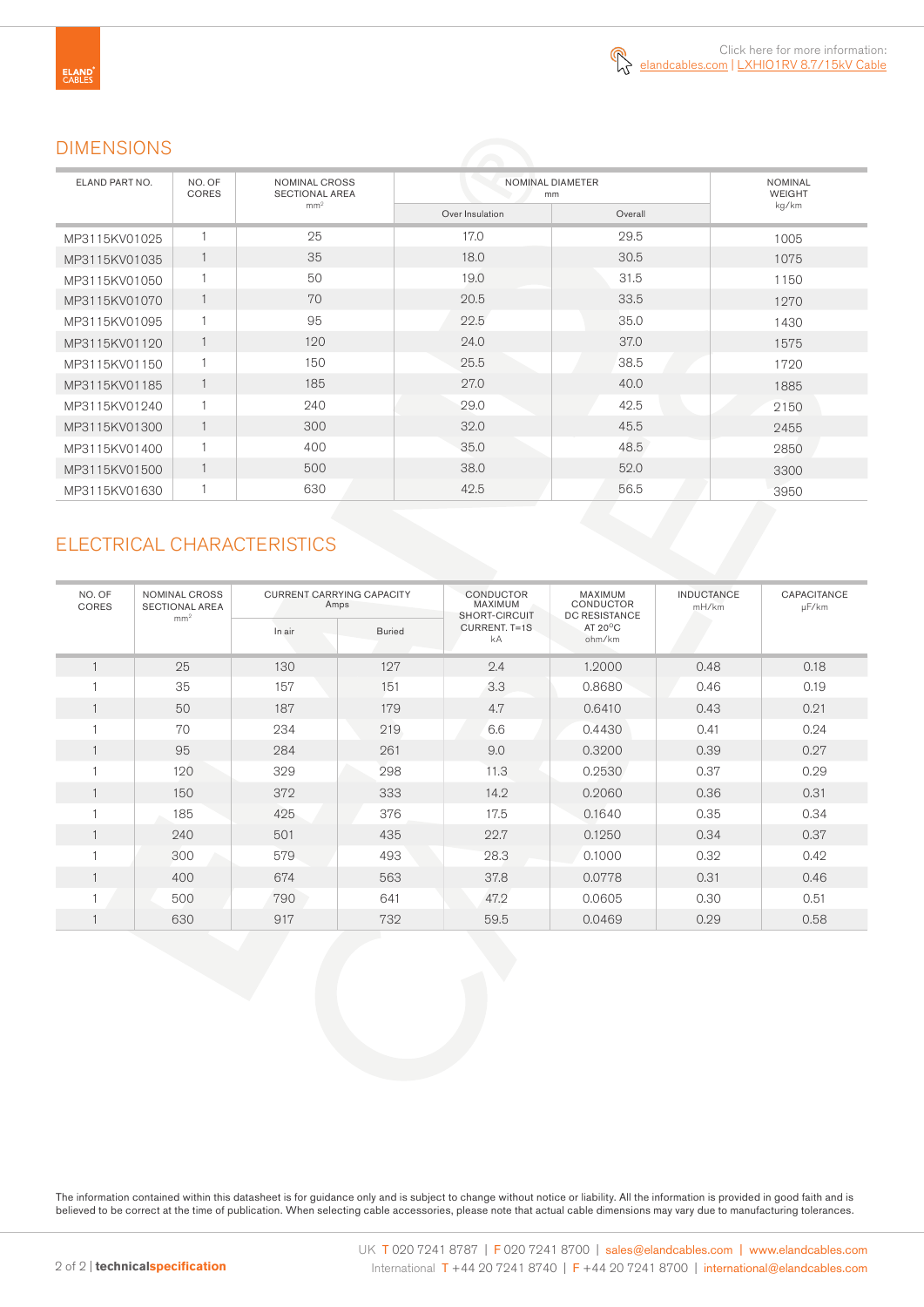Click here for more information:
elandcables.com | LXHIO1RV 8.7/15kV Cable

## DIMENSIONS

| ELAND PART NO. | NO. OF CORES | NOMINAL CROSS SECTIONAL AREA mm² | NOMINAL DIAMETER mm | | NOMINAL WEIGHT kg/km |
|---|---|---|---|---|---|
| | | | Over Insulation | Overall | |
| MP3115KV01025 | 1 | 25 | 17.0 | 29.5 | 1005 |
| MP3115KV01035 | 1 | 35 | 18.0 | 30.5 | 1075 |
| MP3115KV01050 | 1 | 50 | 19.0 | 31.5 | 1150 |
| MP3115KV01070 | 1 | 70 | 20.5 | 33.5 | 1270 |
| MP3115KV01095 | 1 | 95 | 22.5 | 35.0 | 1430 |
| MP3115KV01120 | 1 | 120 | 24.0 | 37.0 | 1575 |
| MP3115KV01150 | 1 | 150 | 25.5 | 38.5 | 1720 |
| MP3115KV01185 | 1 | 185 | 27.0 | 40.0 | 1885 |
| MP3115KV01240 | 1 | 240 | 29.0 | 42.5 | 2150 |
| MP3115KV01300 | 1 | 300 | 32.0 | 45.5 | 2455 |
| MP3115KV01400 | 1 | 400 | 35.0 | 48.5 | 2850 |
| MP3115KV01500 | 1 | 500 | 38.0 | 52.0 | 3300 |
| MP3115KV01630 | 1 | 630 | 42.5 | 56.5 | 3950 |

## ELECTRICAL CHARACTERISTICS

| NO. OF CORES | NOMINAL CROSS SECTIONAL AREA mm² | CURRENT CARRYING CAPACITY Amps | | CONDUCTOR MAXIMUM SHORT-CIRCUIT CURRENT. T=1S kA | MAXIMUM CONDUCTOR DC RESISTANCE AT 20°C ohm/km | INDUCTANCE mH/km | CAPACITANCE μF/km |
|---|---|---|---|---|---|---|---|
| | | In air | Buried | | | | |
| 1 | 25 | 130 | 127 | 2.4 | 1.2000 | 0.48 | 0.18 |
| 1 | 35 | 157 | 151 | 3.3 | 0.8680 | 0.46 | 0.19 |
| 1 | 50 | 187 | 179 | 4.7 | 0.6410 | 0.43 | 0.21 |
| 1 | 70 | 234 | 219 | 6.6 | 0.4430 | 0.41 | 0.24 |
| 1 | 95 | 284 | 261 | 9.0 | 0.3200 | 0.39 | 0.27 |
| 1 | 120 | 329 | 298 | 11.3 | 0.2530 | 0.37 | 0.29 |
| 1 | 150 | 372 | 333 | 14.2 | 0.2060 | 0.36 | 0.31 |
| 1 | 185 | 425 | 376 | 17.5 | 0.1640 | 0.35 | 0.34 |
| 1 | 240 | 501 | 435 | 22.7 | 0.1250 | 0.34 | 0.37 |
| 1 | 300 | 579 | 493 | 28.3 | 0.1000 | 0.32 | 0.42 |
| 1 | 400 | 674 | 563 | 37.8 | 0.0778 | 0.31 | 0.46 |
| 1 | 500 | 790 | 641 | 47.2 | 0.0605 | 0.30 | 0.51 |
| 1 | 630 | 917 | 732 | 59.5 | 0.0469 | 0.29 | 0.58 |

The information contained within this datasheet is for guidance only and is subject to change without notice or liability. All the information is provided in good faith and is believed to be correct at the time of publication. When selecting cable accessories, please note that actual cable dimensions may vary due to manufacturing tolerances.

UK T 020 7241 8787 | F 020 7241 8700 | sales@elandcables.com | www.elandcables.com
International T +44 20 7241 8740 | F +44 20 7241 8700 | international@elandcables.com